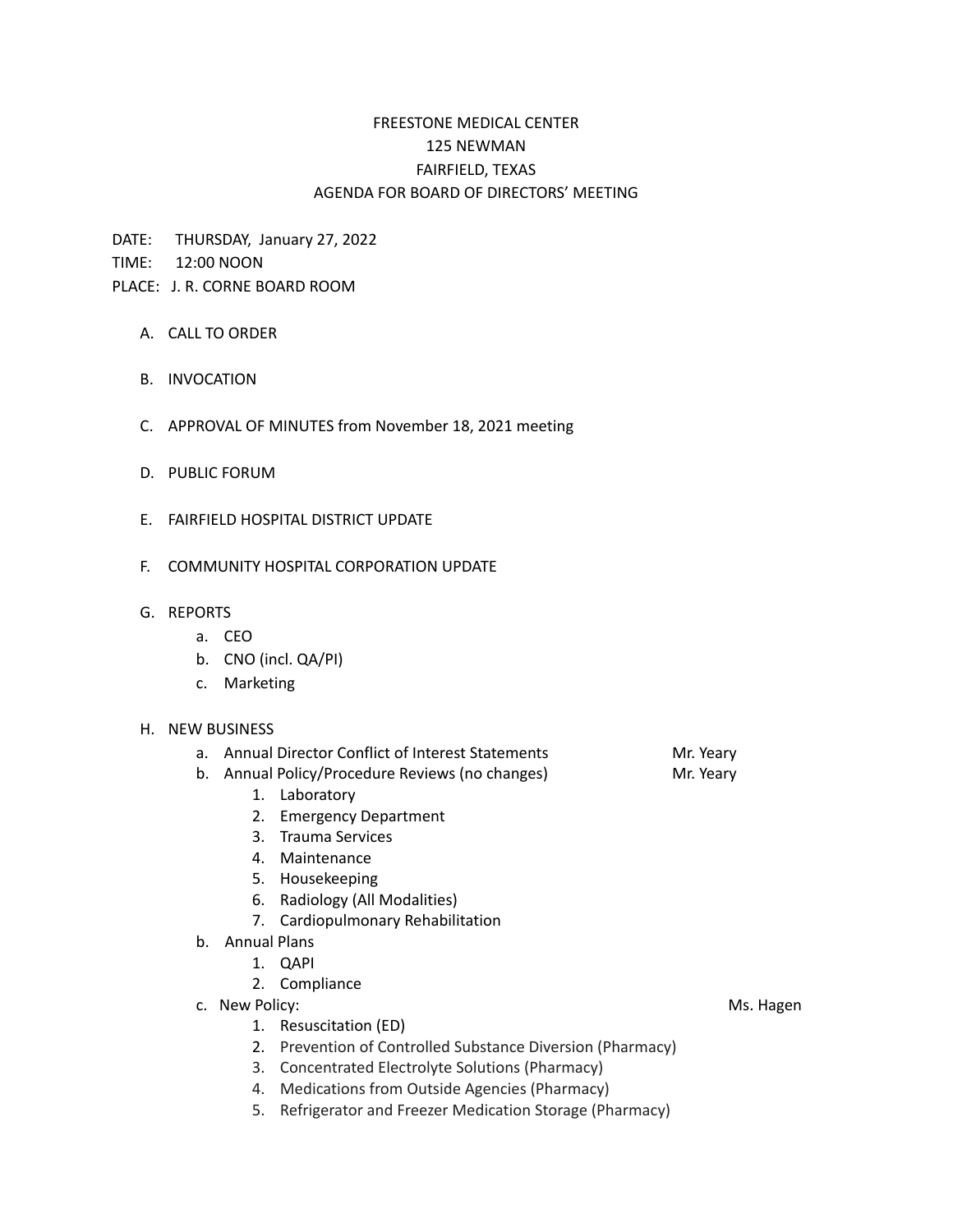# FREESTONE MEDICAL CENTER
## 125 NEWMAN
## FAIRFIELD, TEXAS
## AGENDA FOR BOARD OF DIRECTORS' MEETING

DATE: THURSDAY, January 27, 2022

TIME: 12:00 NOON

PLACE: J. R. CORNE BOARD ROOM

A. CALL TO ORDER

B. INVOCATION

C. APPROVAL OF MINUTES from November 18, 2021 meeting

D. PUBLIC FORUM

E. FAIRFIELD HOSPITAL DISTRICT UPDATE

F. COMMUNITY HOSPITAL CORPORATION UPDATE

G. REPORTS
   - a. CEO
   - b. CNO (incl. QA/PI)
   - c. Marketing

H. NEW BUSINESS
   - a. Annual Director Conflict of Interest Statements — Mr. Yeary
   - b. Annual Policy/Procedure Reviews (no changes) — Mr. Yeary
     1. Laboratory
     2. Emergency Department
     3. Trauma Services
     4. Maintenance
     5. Housekeeping
     6. Radiology (All Modalities)
     7. Cardiopulmonary Rehabilitation
   - b. Annual Plans
     1. QAPI
     2. Compliance
   - c. New Policy: — Ms. Hagen
     1. Resuscitation (ED)
     2. Prevention of Controlled Substance Diversion (Pharmacy)
     3. Concentrated Electrolyte Solutions (Pharmacy)
     4. Medications from Outside Agencies (Pharmacy)
     5. Refrigerator and Freezer Medication Storage (Pharmacy)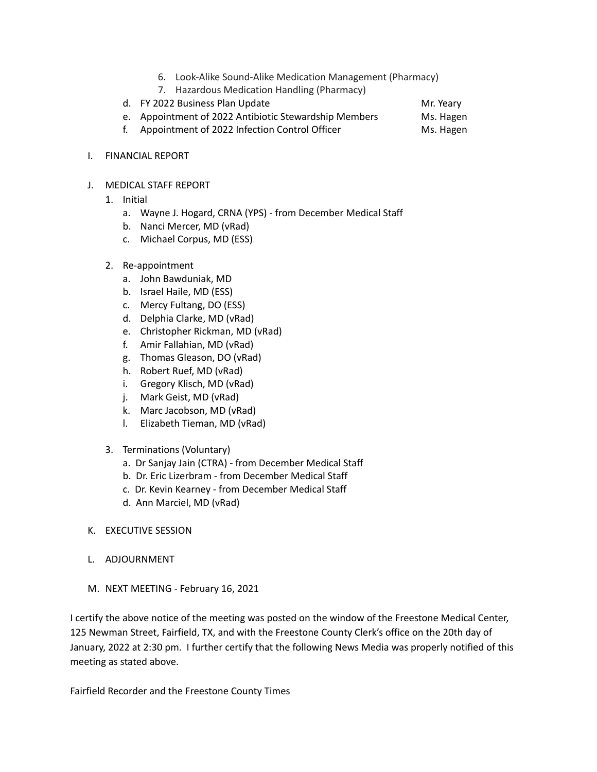6. Look-Alike Sound-Alike Medication Management (Pharmacy)
7. Hazardous Medication Handling (Pharmacy)

d. FY 2022 Business Plan Update — Mr. Yeary
e. Appointment of 2022 Antibiotic Stewardship Members — Ms. Hagen
f. Appointment of 2022 Infection Control Officer — Ms. Hagen

I. FINANCIAL REPORT

J. MEDICAL STAFF REPORT

1. Initial
   a. Wayne J. Hogard, CRNA (YPS) - from December Medical Staff
   b. Nanci Mercer, MD (vRad)
   c. Michael Corpus, MD (ESS)

2. Re-appointment
   a. John Bawduniak, MD
   b. Israel Haile, MD (ESS)
   c. Mercy Fultang, DO (ESS)
   d. Delphia Clarke, MD (vRad)
   e. Christopher Rickman, MD (vRad)
   f. Amir Fallahian, MD (vRad)
   g. Thomas Gleason, DO (vRad)
   h. Robert Ruef, MD (vRad)
   i. Gregory Klisch, MD (vRad)
   j. Mark Geist, MD (vRad)
   k. Marc Jacobson, MD (vRad)
   l. Elizabeth Tieman, MD (vRad)

3. Terminations (Voluntary)
   a. Dr Sanjay Jain (CTRA) - from December Medical Staff
   b. Dr. Eric Lizerbram - from December Medical Staff
   c. Dr. Kevin Kearney - from December Medical Staff
   d. Ann Marciel, MD (vRad)

K. EXECUTIVE SESSION

L. ADJOURNMENT

M. NEXT MEETING - February 16, 2021

I certify the above notice of the meeting was posted on the window of the Freestone Medical Center, 125 Newman Street, Fairfield, TX, and with the Freestone County Clerk's office on the 20th day of January, 2022 at 2:30 pm. I further certify that the following News Media was properly notified of this meeting as stated above.

Fairfield Recorder and the Freestone County Times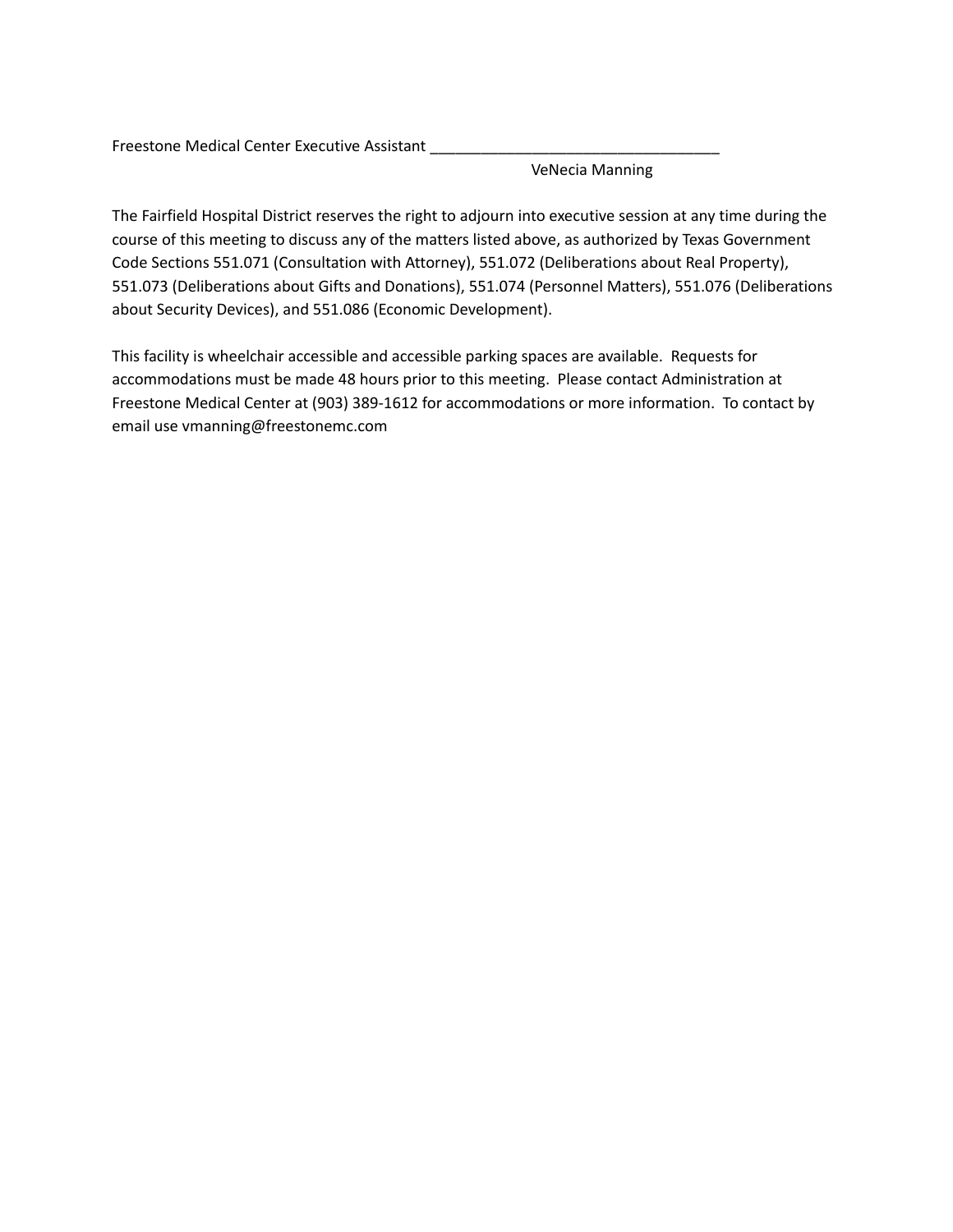Freestone Medical Center Executive Assistant ___________________________________

VeNecia Manning

The Fairfield Hospital District reserves the right to adjourn into executive session at any time during the course of this meeting to discuss any of the matters listed above, as authorized by Texas Government Code Sections 551.071 (Consultation with Attorney), 551.072 (Deliberations about Real Property), 551.073 (Deliberations about Gifts and Donations), 551.074 (Personnel Matters), 551.076 (Deliberations about Security Devices), and 551.086 (Economic Development).

This facility is wheelchair accessible and accessible parking spaces are available. Requests for accommodations must be made 48 hours prior to this meeting. Please contact Administration at Freestone Medical Center at (903) 389-1612 for accommodations or more information. To contact by email use vmanning@freestonemc.com